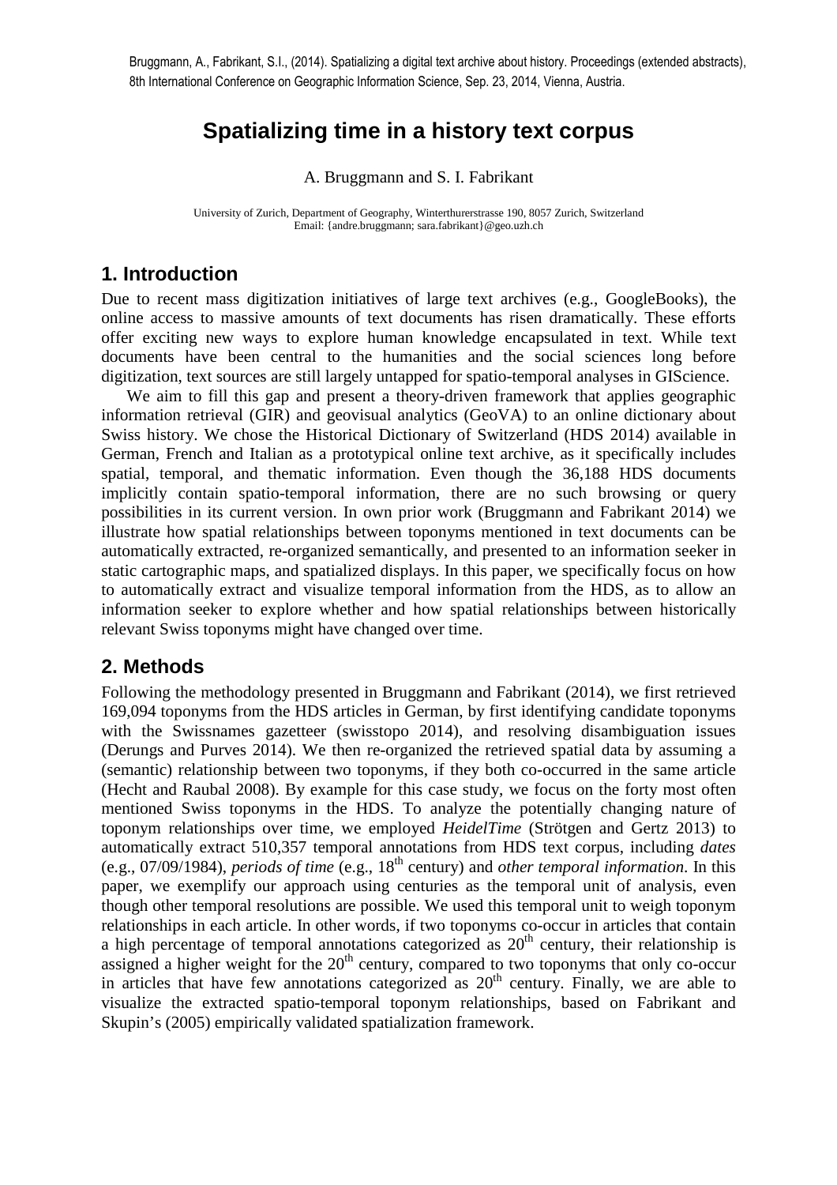Bruggmann, A., Fabrikant, S.I., (2014). Spatializing a digital text archive about history. Proceedings (extended abstracts), 8th International Conference on Geographic Information Science, Sep. 23, 2014, Vienna, Austria.

# Spatializing time in a history text corpus

A. Bruggmann and S. I. Fabrikant

University of Zurich, Department of Geography, Winterthurerstrasse 190, 8057 Zurich, Switzerland
Email: {andre.bruggmann; sara.fabrikant}@geo.uzh.ch

## 1. Introduction

Due to recent mass digitization initiatives of large text archives (e.g., GoogleBooks), the online access to massive amounts of text documents has risen dramatically. These efforts offer exciting new ways to explore human knowledge encapsulated in text. While text documents have been central to the humanities and the social sciences long before digitization, text sources are still largely untapped for spatio-temporal analyses in GIScience.

We aim to fill this gap and present a theory-driven framework that applies geographic information retrieval (GIR) and geovisual analytics (GeoVA) to an online dictionary about Swiss history. We chose the Historical Dictionary of Switzerland (HDS 2014) available in German, French and Italian as a prototypical online text archive, as it specifically includes spatial, temporal, and thematic information. Even though the 36,188 HDS documents implicitly contain spatio-temporal information, there are no such browsing or query possibilities in its current version. In own prior work (Bruggmann and Fabrikant 2014) we illustrate how spatial relationships between toponyms mentioned in text documents can be automatically extracted, re-organized semantically, and presented to an information seeker in static cartographic maps, and spatialized displays. In this paper, we specifically focus on how to automatically extract and visualize temporal information from the HDS, as to allow an information seeker to explore whether and how spatial relationships between historically relevant Swiss toponyms might have changed over time.

## 2. Methods

Following the methodology presented in Bruggmann and Fabrikant (2014), we first retrieved 169,094 toponyms from the HDS articles in German, by first identifying candidate toponyms with the Swissnames gazetteer (swisstopo 2014), and resolving disambiguation issues (Derungs and Purves 2014). We then re-organized the retrieved spatial data by assuming a (semantic) relationship between two toponyms, if they both co-occurred in the same article (Hecht and Raubal 2008). By example for this case study, we focus on the forty most often mentioned Swiss toponyms in the HDS. To analyze the potentially changing nature of toponym relationships over time, we employed *HeidelTime* (Strötgen and Gertz 2013) to automatically extract 510,357 temporal annotations from HDS text corpus, including *dates* (e.g., 07/09/1984), *periods of time* (e.g., 18$^{th}$ century) and *other temporal information*. In this paper, we exemplify our approach using centuries as the temporal unit of analysis, even though other temporal resolutions are possible. We used this temporal unit to weigh toponym relationships in each article. In other words, if two toponyms co-occur in articles that contain a high percentage of temporal annotations categorized as 20$^{th}$ century, their relationship is assigned a higher weight for the 20$^{th}$ century, compared to two toponyms that only co-occur in articles that have few annotations categorized as 20$^{th}$ century. Finally, we are able to visualize the extracted spatio-temporal toponym relationships, based on Fabrikant and Skupin's (2005) empirically validated spatialization framework.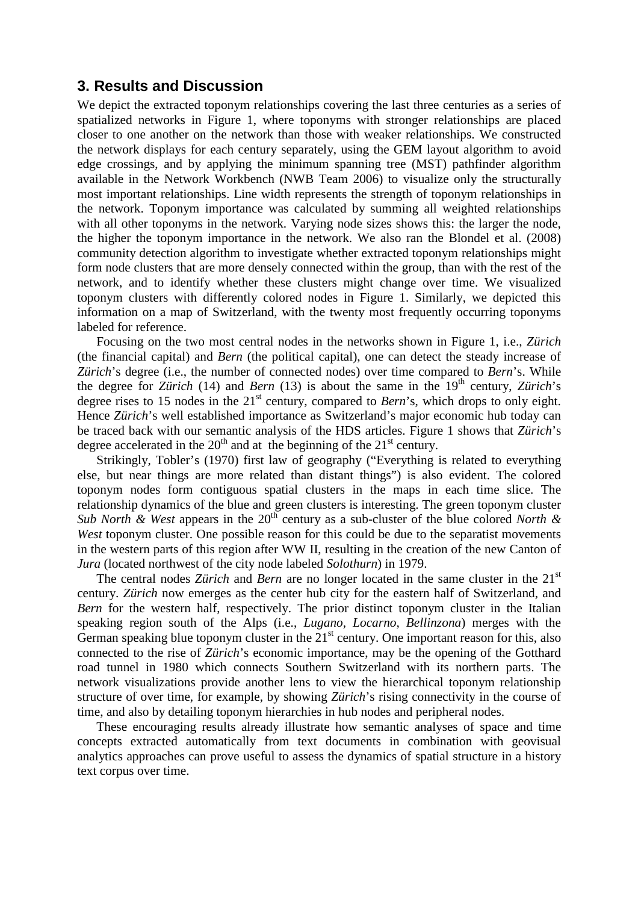## 3. Results and Discussion

We depict the extracted toponym relationships covering the last three centuries as a series of spatialized networks in Figure 1, where toponyms with stronger relationships are placed closer to one another on the network than those with weaker relationships. We constructed the network displays for each century separately, using the GEM layout algorithm to avoid edge crossings, and by applying the minimum spanning tree (MST) pathfinder algorithm available in the Network Workbench (NWB Team 2006) to visualize only the structurally most important relationships. Line width represents the strength of toponym relationships in the network. Toponym importance was calculated by summing all weighted relationships with all other toponyms in the network. Varying node sizes shows this: the larger the node, the higher the toponym importance in the network. We also ran the Blondel et al. (2008) community detection algorithm to investigate whether extracted toponym relationships might form node clusters that are more densely connected within the group, than with the rest of the network, and to identify whether these clusters might change over time. We visualized toponym clusters with differently colored nodes in Figure 1. Similarly, we depicted this information on a map of Switzerland, with the twenty most frequently occurring toponyms labeled for reference.

Focusing on the two most central nodes in the networks shown in Figure 1, i.e., *Zürich* (the financial capital) and *Bern* (the political capital), one can detect the steady increase of *Zürich*'s degree (i.e., the number of connected nodes) over time compared to *Bern*'s. While the degree for *Zürich* (14) and *Bern* (13) is about the same in the 19th century, *Zürich*'s degree rises to 15 nodes in the 21st century, compared to *Bern*'s, which drops to only eight. Hence *Zürich*'s well established importance as Switzerland's major economic hub today can be traced back with our semantic analysis of the HDS articles. Figure 1 shows that *Zürich*'s degree accelerated in the 20th and at the beginning of the 21st century.

Strikingly, Tobler's (1970) first law of geography ("Everything is related to everything else, but near things are more related than distant things") is also evident. The colored toponym nodes form contiguous spatial clusters in the maps in each time slice. The relationship dynamics of the blue and green clusters is interesting. The green toponym cluster *Sub North & West* appears in the 20th century as a sub-cluster of the blue colored *North & West* toponym cluster. One possible reason for this could be due to the separatist movements in the western parts of this region after WW II, resulting in the creation of the new Canton of *Jura* (located northwest of the city node labeled *Solothurn*) in 1979.

The central nodes *Zürich* and *Bern* are no longer located in the same cluster in the 21st century. *Zürich* now emerges as the center hub city for the eastern half of Switzerland, and *Bern* for the western half, respectively. The prior distinct toponym cluster in the Italian speaking region south of the Alps (i.e., *Lugano*, *Locarno*, *Bellinzona*) merges with the German speaking blue toponym cluster in the 21st century. One important reason for this, also connected to the rise of *Zürich*'s economic importance, may be the opening of the Gotthard road tunnel in 1980 which connects Southern Switzerland with its northern parts. The network visualizations provide another lens to view the hierarchical toponym relationship structure of over time, for example, by showing *Zürich*'s rising connectivity in the course of time, and also by detailing toponym hierarchies in hub nodes and peripheral nodes.

These encouraging results already illustrate how semantic analyses of space and time concepts extracted automatically from text documents in combination with geovisual analytics approaches can prove useful to assess the dynamics of spatial structure in a history text corpus over time.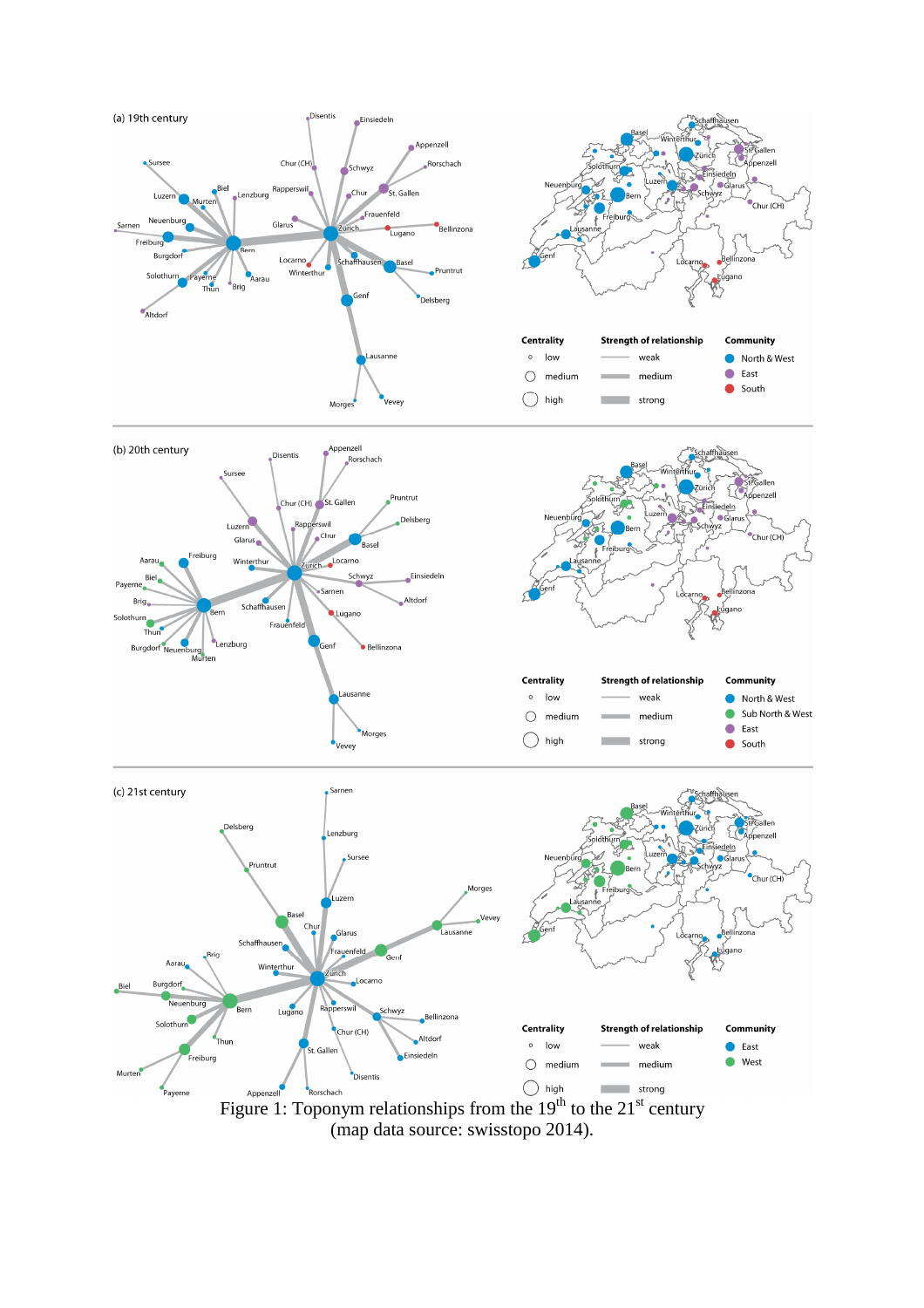Figure 1: Toponym relationships from the 19[th] to the 21[st] century (map data source: swisstopo 2014).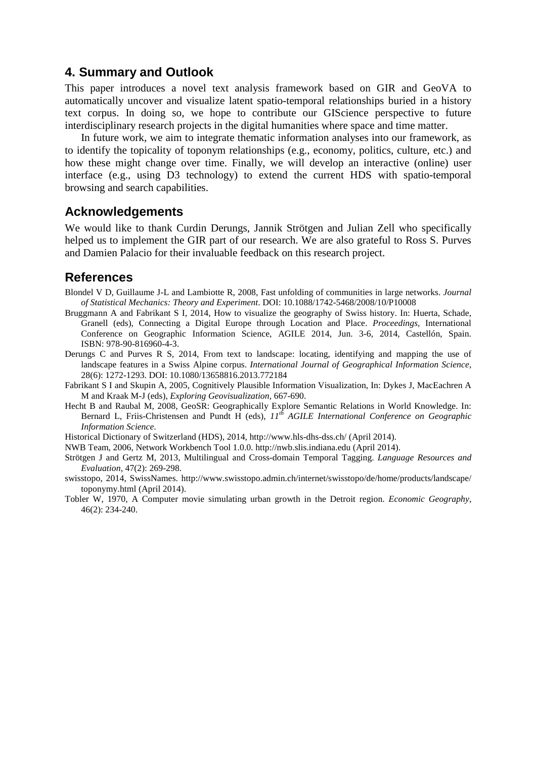## 4. Summary and Outlook

This paper introduces a novel text analysis framework based on GIR and GeoVA to automatically uncover and visualize latent spatio-temporal relationships buried in a history text corpus. In doing so, we hope to contribute our GIScience perspective to future interdisciplinary research projects in the digital humanities where space and time matter.

In future work, we aim to integrate thematic information analyses into our framework, as to identify the topicality of toponym relationships (e.g., economy, politics, culture, etc.) and how these might change over time. Finally, we will develop an interactive (online) user interface (e.g., using D3 technology) to extend the current HDS with spatio-temporal browsing and search capabilities.

## Acknowledgements

We would like to thank Curdin Derungs, Jannik Strötgen and Julian Zell who specifically helped us to implement the GIR part of our research. We are also grateful to Ross S. Purves and Damien Palacio for their invaluable feedback on this research project.

## References

Blondel V D, Guillaume J-L and Lambiotte R, 2008, Fast unfolding of communities in large networks. *Journal of Statistical Mechanics: Theory and Experiment*. DOI: 10.1088/1742-5468/2008/10/P10008

Bruggmann A and Fabrikant S I, 2014, How to visualize the geography of Swiss history. In: Huerta, Schade, Granell (eds), Connecting a Digital Europe through Location and Place. *Proceedings*, International Conference on Geographic Information Science, AGILE 2014, Jun. 3-6, 2014, Castellón, Spain. ISBN: 978-90-816960-4-3.

Derungs C and Purves R S, 2014, From text to landscape: locating, identifying and mapping the use of landscape features in a Swiss Alpine corpus. *International Journal of Geographical Information Science*, 28(6): 1272-1293. DOI: 10.1080/13658816.2013.772184

Fabrikant S I and Skupin A, 2005, Cognitively Plausible Information Visualization, In: Dykes J, MacEachren A M and Kraak M-J (eds), *Exploring Geovisualization*, 667-690.

Hecht B and Raubal M, 2008, GeoSR: Geographically Explore Semantic Relations in World Knowledge. In: Bernard L, Friis-Christensen and Pundt H (eds), *11th AGILE International Conference on Geographic Information Science*.

Historical Dictionary of Switzerland (HDS), 2014, http://www.hls-dhs-dss.ch/ (April 2014).

NWB Team, 2006, Network Workbench Tool 1.0.0. http://nwb.slis.indiana.edu (April 2014).

Strötgen J and Gertz M, 2013, Multilingual and Cross-domain Temporal Tagging. *Language Resources and Evaluation*, 47(2): 269-298.

swisstopo, 2014, SwissNames. http://www.swisstopo.admin.ch/internet/swisstopo/de/home/products/landscape/toponymy.html (April 2014).

Tobler W, 1970, A Computer movie simulating urban growth in the Detroit region. *Economic Geography*, 46(2): 234-240.